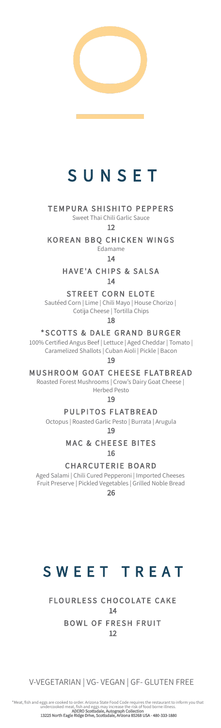# SUNSET

**TEMPURA SHISHITO PEPPERS**
Sweet Thai Chili Garlic Sauce
12

**KOREAN BBQ CHICKEN WINGS**
Edamame
14

**HAVE'A CHIPS & SALSA**
14

**STREET CORN ELOTE**
Sautéed Corn | Lime | Chili Mayo | House Chorizo | Cotija Cheese | Tortilla Chips
18

***SCOTTS & DALE GRAND BURGER**
100% Certified Angus Beef | Lettuce | Aged Cheddar | Tomato | Caramelized Shallots | Cuban Aioli | Pickle | Bacon
19

**MUSHROOM GOAT CHEESE FLATBREAD**
Roasted Forest Mushrooms | Crow's Dairy Goat Cheese | Herbed Pesto
19

**PULPITOS FLATBREAD**
Octopus | Roasted Garlic Pesto | Burrata | Arugula
19

**MAC & CHEESE BITES**
16

**CHARCUTERIE BOARD**
Aged Salami | Chili Cured Pepperoni | Imported Cheeses Fruit Preserve | Pickled Vegetables | Grilled Noble Bread
26

# SWEET TREAT

**FLOURLESS CHOCOLATE CAKE**
14

**BOWL OF FRESH FRUIT**
12

V-VEGETARIAN | VG- VEGAN | GF- GLUTEN FREE

*Meat, fish and eggs are cooked to order. Arizona State Food Code requires the restaurant to inform you that undercooked meat, fish and eggs may increase the risk of food borne illness.
**ADERO Scottsdale, Autograph Collection**
**13225 North Eagle Ridge Drive, Scottsdale, Arizona 85268 USA - 480-333-1880**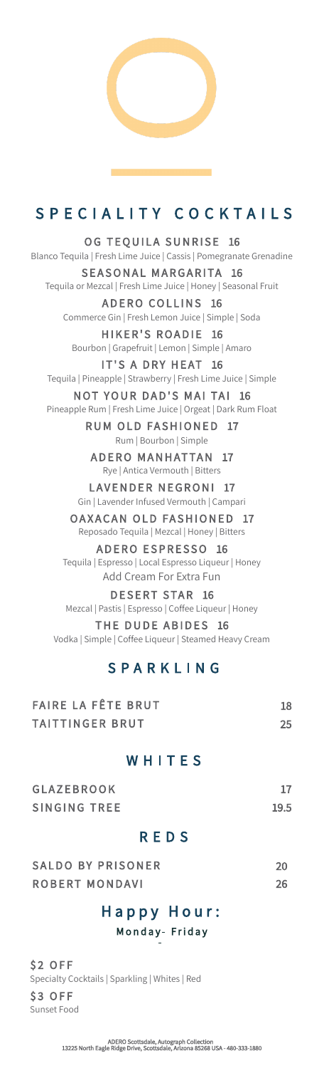# SPECIALITY COCKTAILS

**OG TEQUILA SUNRISE 16**
Blanco Tequila | Fresh Lime Juice | Cassis | Pomegranate Grenadine

**SEASONAL MARGARITA 16**
Tequila or Mezcal | Fresh Lime Juice | Honey | Seasonal Fruit

**ADERO COLLINS 16**
Commerce Gin | Fresh Lemon Juice | Simple | Soda

**HIKER'S ROADIE 16**
Bourbon | Grapefruit | Lemon | Simple | Amaro

**IT'S A DRY HEAT 16**
Tequila | Pineapple | Strawberry | Fresh Lime Juice | Simple

**NOT YOUR DAD'S MAI TAI 16**
Pineapple Rum | Fresh Lime Juice | Orgeat | Dark Rum Float

**RUM OLD FASHIONED 17**
Rum | Bourbon | Simple

**ADERO MANHATTAN 17**
Rye | Antica Vermouth | Bitters

**LAVENDER NEGRONI 17**
Gin | Lavender Infused Vermouth | Campari

**OAXACAN OLD FASHIONED 17**
Reposado Tequila | Mezcal | Honey | Bitters

**ADERO ESPRESSO 16**
Tequila | Espresso | Local Espresso Liqueur | Honey
Add Cream For Extra Fun

**DESERT STAR 16**
Mezcal | Pastis | Espresso | Coffee Liqueur | Honey

**THE DUDE ABIDES 16**
Vodka | Simple | Coffee Liqueur | Steamed Heavy Cream

## SPARKLING

| | |
|---|---|
| FAIRE LA FÊTE BRUT | 18 |
| TAITTINGER BRUT | 25 |

## WHITES

| | |
|---|---|
| GLAZEBROOK | 17 |
| SINGING TREE | 19.5 |

## REDS

| | |
|---|---|
| SALDO BY PRISONER | 20 |
| ROBERT MONDAVI | 26 |

## Happy Hour:

**Monday- Friday**

**$2 OFF**
Specialty Cocktails | Sparkling | Whites | Red

**$3 OFF**
Sunset Food

ADERO Scottsdale, Autograph Collection
13225 North Eagle Ridge Drive, Scottsdale, Arizona 85268 USA - 480-333-1880